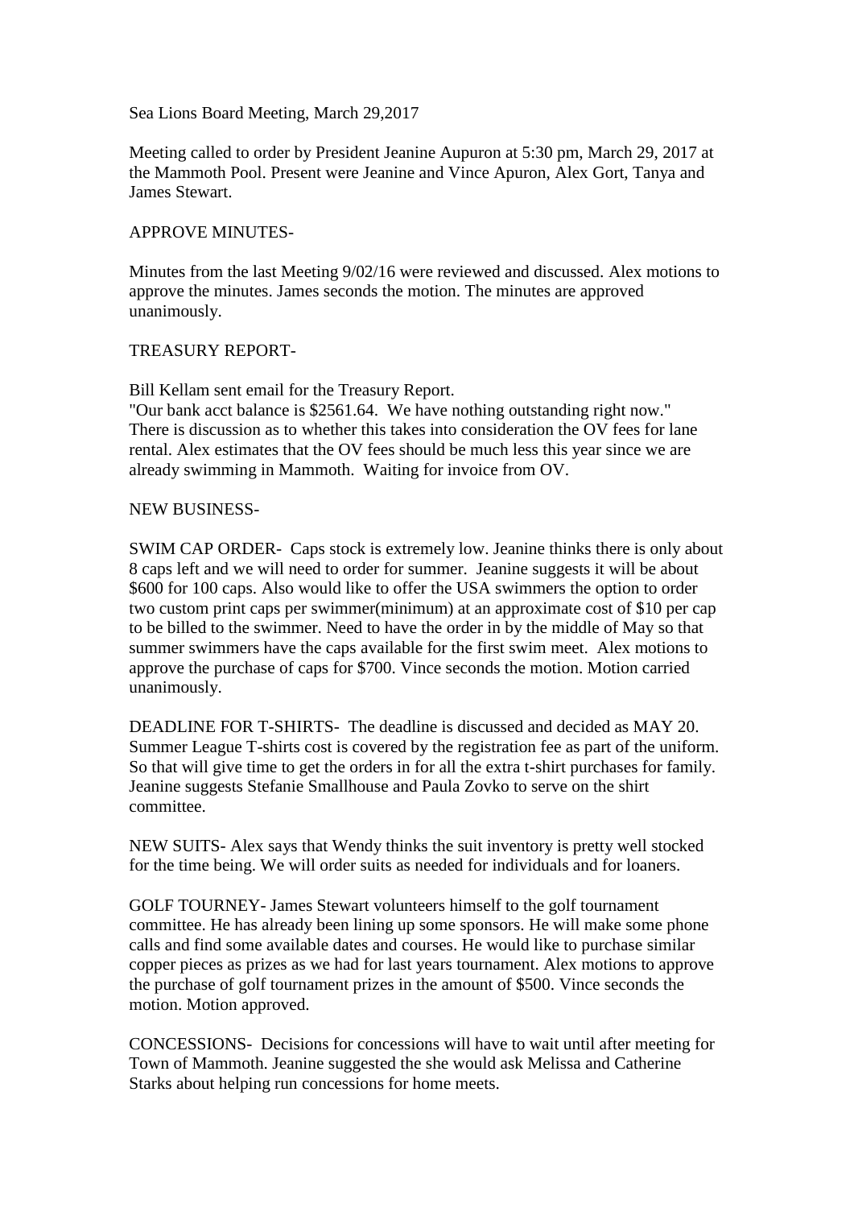Sea Lions Board Meeting, March 29,2017

Meeting called to order by President Jeanine Aupuron at 5:30 pm, March 29, 2017 at the Mammoth Pool. Present were Jeanine and Vince Apuron, Alex Gort, Tanya and James Stewart.

APPROVE MINUTES-

Minutes from the last Meeting 9/02/16 were reviewed and discussed. Alex motions to approve the minutes. James seconds the motion. The minutes are approved unanimously.

TREASURY REPORT-

Bill Kellam sent email for the Treasury Report.
"Our bank acct balance is $2561.64. We have nothing outstanding right now." There is discussion as to whether this takes into consideration the OV fees for lane rental. Alex estimates that the OV fees should be much less this year since we are already swimming in Mammoth. Waiting for invoice from OV.

NEW BUSINESS-

SWIM CAP ORDER- Caps stock is extremely low. Jeanine thinks there is only about 8 caps left and we will need to order for summer. Jeanine suggests it will be about $600 for 100 caps. Also would like to offer the USA swimmers the option to order two custom print caps per swimmer(minimum) at an approximate cost of $10 per cap to be billed to the swimmer. Need to have the order in by the middle of May so that summer swimmers have the caps available for the first swim meet. Alex motions to approve the purchase of caps for $700. Vince seconds the motion. Motion carried unanimously.

DEADLINE FOR T-SHIRTS- The deadline is discussed and decided as MAY 20. Summer League T-shirts cost is covered by the registration fee as part of the uniform. So that will give time to get the orders in for all the extra t-shirt purchases for family. Jeanine suggests Stefanie Smallhouse and Paula Zovko to serve on the shirt committee.

NEW SUITS- Alex says that Wendy thinks the suit inventory is pretty well stocked for the time being. We will order suits as needed for individuals and for loaners.

GOLF TOURNEY- James Stewart volunteers himself to the golf tournament committee. He has already been lining up some sponsors. He will make some phone calls and find some available dates and courses. He would like to purchase similar copper pieces as prizes as we had for last years tournament. Alex motions to approve the purchase of golf tournament prizes in the amount of $500. Vince seconds the motion. Motion approved.

CONCESSIONS- Decisions for concessions will have to wait until after meeting for Town of Mammoth. Jeanine suggested the she would ask Melissa and Catherine Starks about helping run concessions for home meets.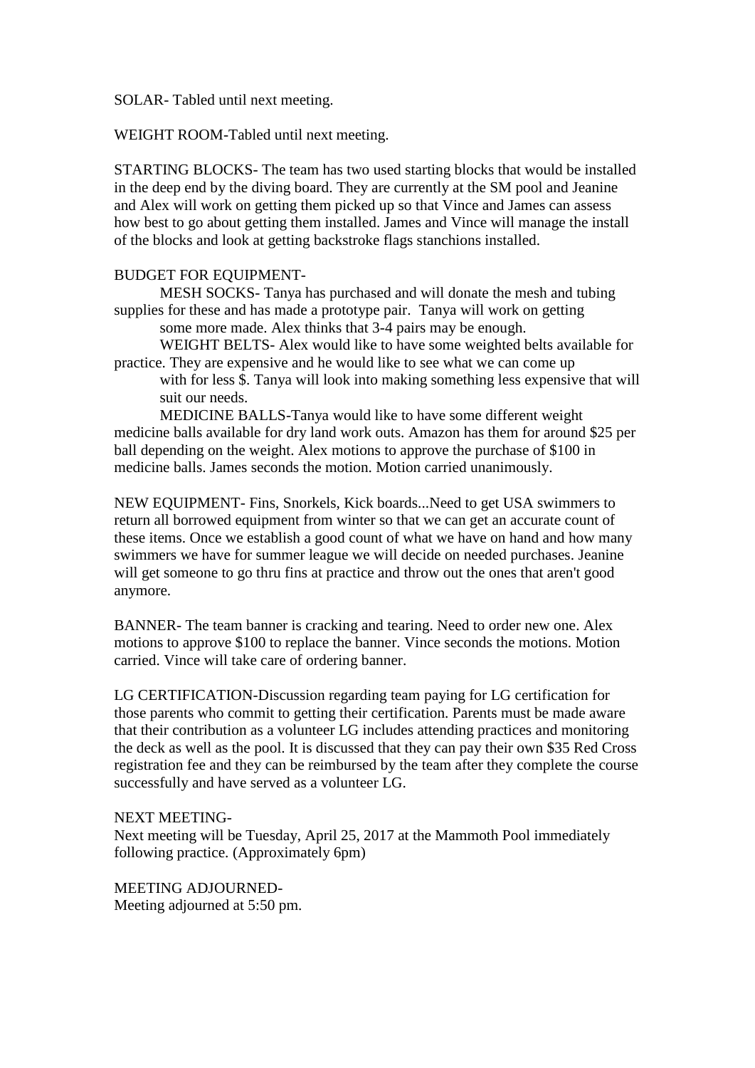SOLAR- Tabled until next meeting.

WEIGHT ROOM-Tabled until next meeting.

STARTING BLOCKS- The team has two used starting blocks that would be installed in the deep end by the diving board. They are currently at the SM pool and Jeanine and Alex will work on getting them picked up so that Vince and James can assess how best to go about getting them installed. James and Vince will manage the install of the blocks and look at getting backstroke flags stanchions installed.

BUDGET FOR EQUIPMENT-

MESH SOCKS- Tanya has purchased and will donate the mesh and tubing supplies for these and has made a prototype pair. Tanya will work on getting some more made. Alex thinks that 3-4 pairs may be enough.

WEIGHT BELTS- Alex would like to have some weighted belts available for practice. They are expensive and he would like to see what we can come up with for less $. Tanya will look into making something less expensive that will suit our needs.

MEDICINE BALLS-Tanya would like to have some different weight medicine balls available for dry land work outs. Amazon has them for around $25 per ball depending on the weight. Alex motions to approve the purchase of $100 in medicine balls. James seconds the motion. Motion carried unanimously.

NEW EQUIPMENT- Fins, Snorkels, Kick boards...Need to get USA swimmers to return all borrowed equipment from winter so that we can get an accurate count of these items. Once we establish a good count of what we have on hand and how many swimmers we have for summer league we will decide on needed purchases. Jeanine will get someone to go thru fins at practice and throw out the ones that aren't good anymore.

BANNER- The team banner is cracking and tearing. Need to order new one. Alex motions to approve $100 to replace the banner. Vince seconds the motions. Motion carried. Vince will take care of ordering banner.

LG CERTIFICATION-Discussion regarding team paying for LG certification for those parents who commit to getting their certification. Parents must be made aware that their contribution as a volunteer LG includes attending practices and monitoring the deck as well as the pool. It is discussed that they can pay their own $35 Red Cross registration fee and they can be reimbursed by the team after they complete the course successfully and have served as a volunteer LG.

NEXT MEETING-
Next meeting will be Tuesday, April 25, 2017 at the Mammoth Pool immediately following practice. (Approximately 6pm)

MEETING ADJOURNED-
Meeting adjourned at 5:50 pm.